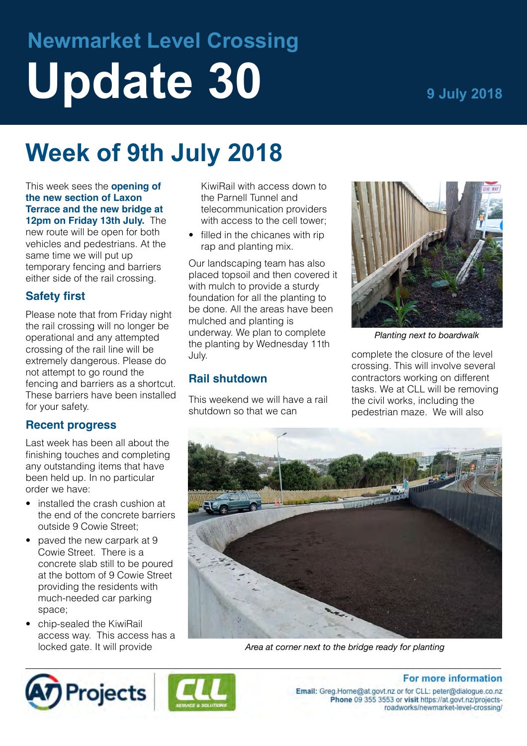# Newmarket Level Crossing

# Update 30

9 July 2018

## Week of 9th July 2018

This week sees the **opening of the new section of Laxon Terrace and the new bridge at 12pm on Friday 13th July.** The new route will be open for both vehicles and pedestrians. At the same time we will put up temporary fencing and barriers either side of the rail crossing.

### Safety first

Please note that from Friday night the rail crossing will no longer be operational and any attempted crossing of the rail line will be extremely dangerous. Please do not attempt to go round the fencing and barriers as a shortcut. These barriers have been installed for your safety.

### Recent progress

Last week has been all about the finishing touches and completing any outstanding items that have been held up. In no particular order we have:

- installed the crash cushion at the end of the concrete barriers outside 9 Cowie Street;
- paved the new carpark at 9 Cowie Street. There is a concrete slab still to be poured at the bottom of 9 Cowie Street providing the residents with much-needed car parking space;
- chip-sealed the KiwiRail access way. This access has a locked gate. It will provide KiwiRail with access down to the Parnell Tunnel and telecommunication providers with access to the cell tower;
- filled in the chicanes with rip rap and planting mix.

Our landscaping team has also placed topsoil and then covered it with mulch to provide a sturdy foundation for all the planting to be done. All the areas have been mulched and planting is underway. We plan to complete the planting by Wednesday 11th July.

### Rail shutdown

This weekend we will have a rail shutdown so that we can complete the closure of the level crossing. This will involve several contractors working on different tasks. We at CLL will be removing the civil works, including the pedestrian maze. We will also

*Planting next to boardwalk*

*Area at corner next to the bridge ready for planting*

**For more information**

**Email:** Greg.Horne@at.govt.nz or for CLL: peter@dialogue.co.nz
**Phone** 09 355 3553 or **visit** https://at.govt.nz/projects-roadworks/newmarket-level-crossing/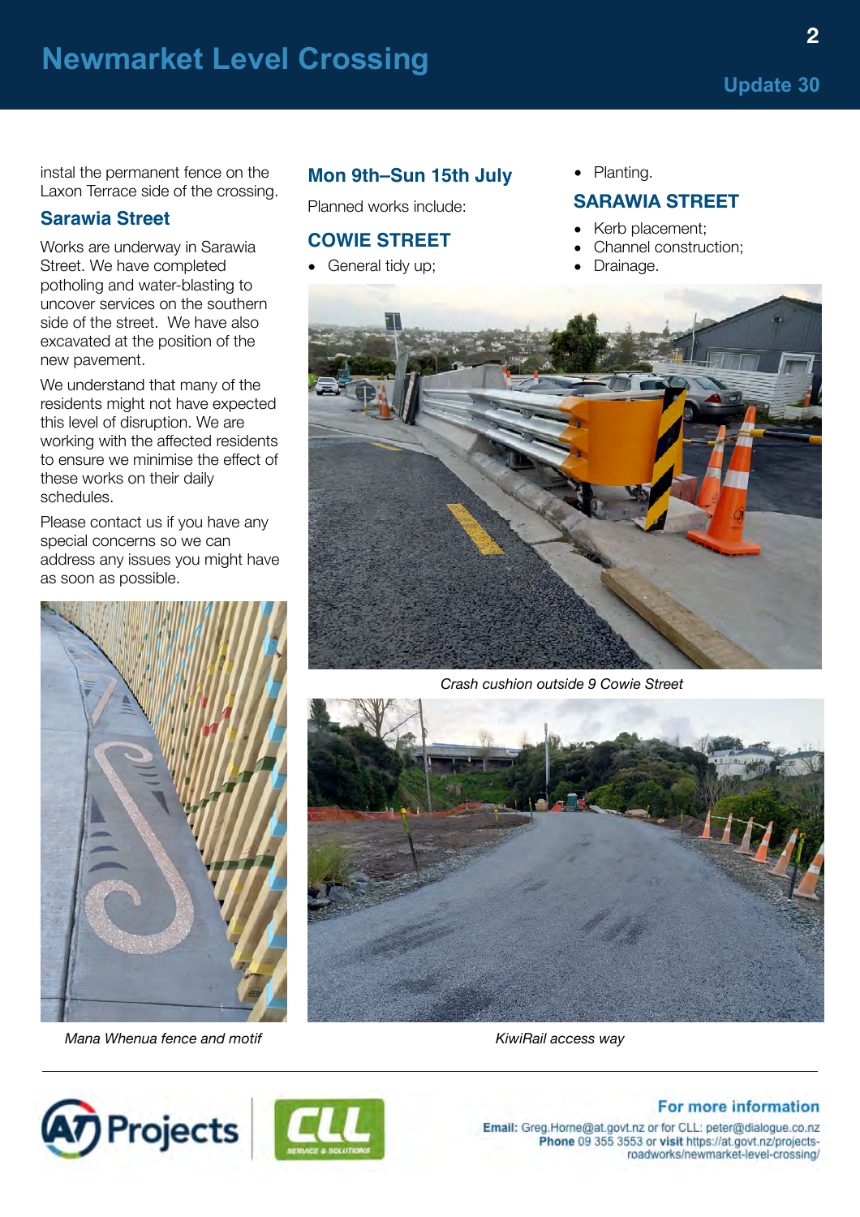instal the permanent fence on the Laxon Terrace side of the crossing.

## Sarawia Street

Works are underway in Sarawia Street. We have completed potholing and water-blasting to uncover services on the southern side of the street. We have also excavated at the position of the new pavement.

We understand that many of the residents might not have expected this level of disruption. We are working with the affected residents to ensure we minimise the effect of these works on their daily schedules.

Please contact us if you have any special concerns so we can address any issues you might have as soon as possible.

*Mana Whenua fence and motif*

## Mon 9th–Sun 15th July

Planned works include:

### COWIE STREET

- General tidy up;
- Planting.

### SARAWIA STREET

- Kerb placement;
- Channel construction;
- Drainage.

*Crash cushion outside 9 Cowie Street*

*KiwiRail access way*

**For more information**

**Email:** Greg.Horne@at.govt.nz or for CLL: peter@dialogue.co.nz
**Phone** 09 355 3553 or **visit** https://at.govt.nz/projects-roadworks/newmarket-level-crossing/